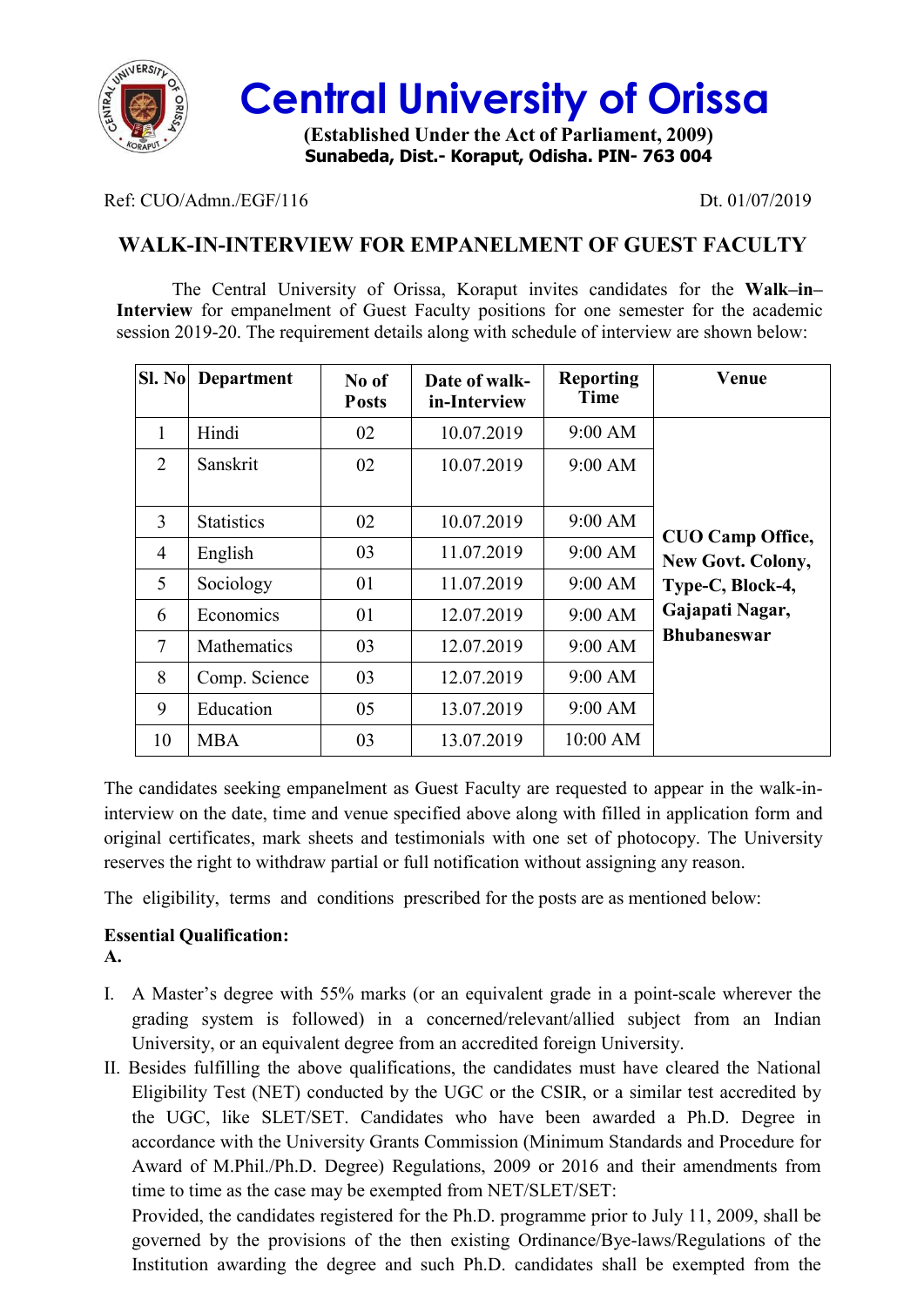# Central University of Orissa

**(Established Under the Act of Parliament, 2009)**
**Sunabeda, Dist.- Koraput, Odisha. PIN- 763 004**

Ref: CUO/Admn./EGF/116 Dt. 01/07/2019

## WALK-IN-INTERVIEW FOR EMPANELMENT OF GUEST FACULTY

The Central University of Orissa, Koraput invites candidates for the **Walk–in–Interview** for empanelment of Guest Faculty positions for one semester for the academic session 2019-20. The requirement details along with schedule of interview are shown below:

| Sl. No | Department | No of Posts | Date of walk-in-Interview | Reporting Time | Venue |
|---|---|---|---|---|---|
| 1 | Hindi | 02 | 10.07.2019 | 9:00 AM | **CUO Camp Office, New Govt. Colony, Type-C, Block-4, Gajapati Nagar, Bhubaneswar** |
| 2 | Sanskrit | 02 | 10.07.2019 | 9:00 AM | |
| 3 | Statistics | 02 | 10.07.2019 | 9:00 AM | |
| 4 | English | 03 | 11.07.2019 | 9:00 AM | |
| 5 | Sociology | 01 | 11.07.2019 | 9:00 AM | |
| 6 | Economics | 01 | 12.07.2019 | 9:00 AM | |
| 7 | Mathematics | 03 | 12.07.2019 | 9:00 AM | |
| 8 | Comp. Science | 03 | 12.07.2019 | 9:00 AM | |
| 9 | Education | 05 | 13.07.2019 | 9:00 AM | |
| 10 | MBA | 03 | 13.07.2019 | 10:00 AM | |

The candidates seeking empanelment as Guest Faculty are requested to appear in the walk-in-interview on the date, time and venue specified above along with filled in application form and original certificates, mark sheets and testimonials with one set of photocopy. The University reserves the right to withdraw partial or full notification without assigning any reason.

The eligibility, terms and conditions prescribed for the posts are as mentioned below:

**Essential Qualification:**

**A.**

I. A Master's degree with 55% marks (or an equivalent grade in a point-scale wherever the grading system is followed) in a concerned/relevant/allied subject from an Indian University, or an equivalent degree from an accredited foreign University.

II. Besides fulfilling the above qualifications, the candidates must have cleared the National Eligibility Test (NET) conducted by the UGC or the CSIR, or a similar test accredited by the UGC, like SLET/SET. Candidates who have been awarded a Ph.D. Degree in accordance with the University Grants Commission (Minimum Standards and Procedure for Award of M.Phil./Ph.D. Degree) Regulations, 2009 or 2016 and their amendments from time to time as the case may be exempted from NET/SLET/SET:

Provided, the candidates registered for the Ph.D. programme prior to July 11, 2009, shall be governed by the provisions of the then existing Ordinance/Bye-laws/Regulations of the Institution awarding the degree and such Ph.D. candidates shall be exempted from the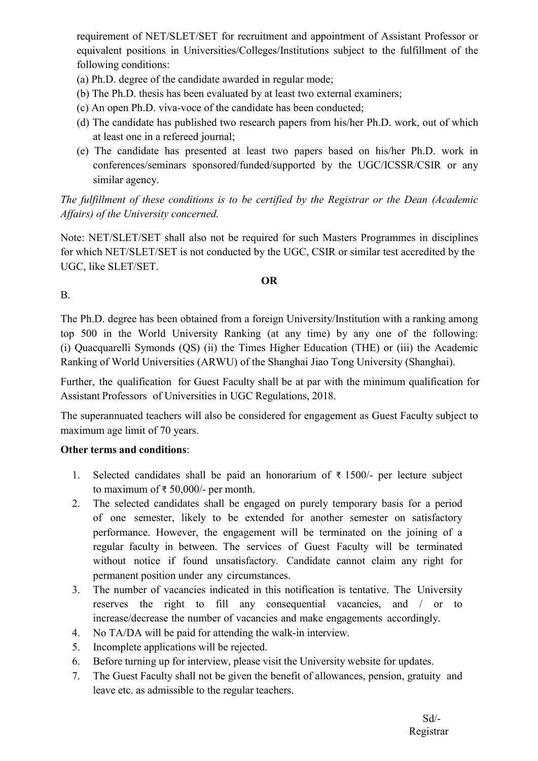requirement of NET/SLET/SET for recruitment and appointment of Assistant Professor or equivalent positions in Universities/Colleges/Institutions subject to the fulfillment of the following conditions:

(a) Ph.D. degree of the candidate awarded in regular mode;

(b) The Ph.D. thesis has been evaluated by at least two external examiners;

(c) An open Ph.D. viva-voce of the candidate has been conducted;

(d) The candidate has published two research papers from his/her Ph.D. work, out of which at least one in a refereed journal;

(e) The candidate has presented at least two papers based on his/her Ph.D. work in conferences/seminars sponsored/funded/supported by the UGC/ICSSR/CSIR or any similar agency.

*The fulfillment of these conditions is to be certified by the Registrar or the Dean (Academic Affairs) of the University concerned.*

Note: NET/SLET/SET shall also not be required for such Masters Programmes in disciplines for which NET/SLET/SET is not conducted by the UGC, CSIR or similar test accredited by the UGC, like SLET/SET.

**OR**

B.

The Ph.D. degree has been obtained from a foreign University/Institution with a ranking among top 500 in the World University Ranking (at any time) by any one of the following: (i) Quacquarelli Symonds (QS) (ii) the Times Higher Education (THE) or (iii) the Academic Ranking of World Universities (ARWU) of the Shanghai Jiao Tong University (Shanghai).

Further, the qualification for Guest Faculty shall be at par with the minimum qualification for Assistant Professors of Universities in UGC Regulations, 2018.

The superannuated teachers will also be considered for engagement as Guest Faculty subject to maximum age limit of 70 years.

**Other terms and conditions**:

1. Selected candidates shall be paid an honorarium of ₹ 1500/- per lecture subject to maximum of ₹ 50,000/- per month.
2. The selected candidates shall be engaged on purely temporary basis for a period of one semester, likely to be extended for another semester on satisfactory performance. However, the engagement will be terminated on the joining of a regular faculty in between. The services of Guest Faculty will be terminated without notice if found unsatisfactory. Candidate cannot claim any right for permanent position under any circumstances.
3. The number of vacancies indicated in this notification is tentative. The University reserves the right to fill any consequential vacancies, and / or to increase/decrease the number of vacancies and make engagements accordingly.
4. No TA/DA will be paid for attending the walk-in interview.
5. Incomplete applications will be rejected.
6. Before turning up for interview, please visit the University website for updates.
7. The Guest Faculty shall not be given the benefit of allowances, pension, gratuity and leave etc. as admissible to the regular teachers.

Sd/-
Registrar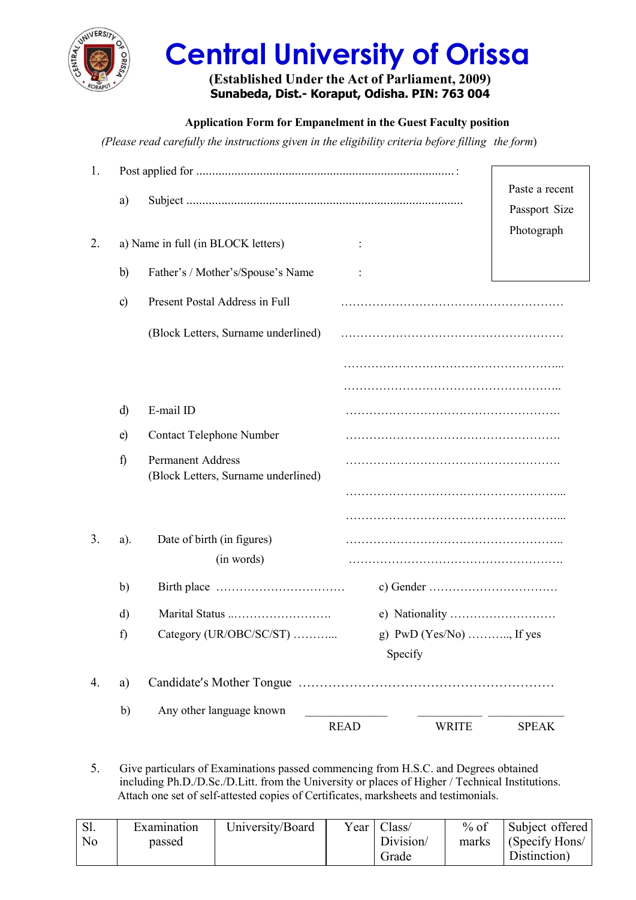# Central University of Orissa

**(Established Under the Act of Parliament, 2009)**
**Sunabeda, Dist.- Koraput, Odisha. PIN: 763 004**

**Application Form for Empanelment in the Guest Faculty position**

*(Please read carefully the instructions given in the eligibility criteria before filling the form)*

Paste a recent Passport Size Photograph

1. Post applied for ...................................................................................:
   a) Subject ......................................................................................

2. a) Name in full (in BLOCK letters) :
   b) Father's / Mother's/Spouse's Name :
   c) Present Postal Address in Full ………………………………………………
      (Block Letters, Surname underlined) ………………………………………………
      ………………………………………………...
      ………………………………………………..
   d) E-mail ID ……………………………………………….
   e) Contact Telephone Number ……………………………………………….
   f) Permanent Address ……………………………………………….
      (Block Letters, Surname underlined)
      ………………………………………………...
      ………………………………………………...

3. a). Date of birth (in figures) ………………………………………………..
   (in words) ……………………………………………….
   b) Birth place …………………………… c) Gender ……………………………
   d) Marital Status ..……………………. e) Nationality ………………………
   f) Category (UR/OBC/SC/ST) ………... g) PwD (Yes/No) ……….., If yes Specify

4. a) Candidate's Mother Tongue ……………………………………………………
   b) Any other language known ____________ READ __________ WRITE __________ SPEAK

5. Give particulars of Examinations passed commencing from H.S.C. and Degrees obtained including Ph.D./D.Sc./D.Litt. from the University or places of Higher / Technical Institutions. Attach one set of self-attested copies of Certificates, marksheets and testimonials.

| Sl. No | Examination passed | University/Board | Year | Class/ Division/ Grade | % of marks | Subject offered (Specify Hons/ Distinction) |
|---|---|---|---|---|---|---|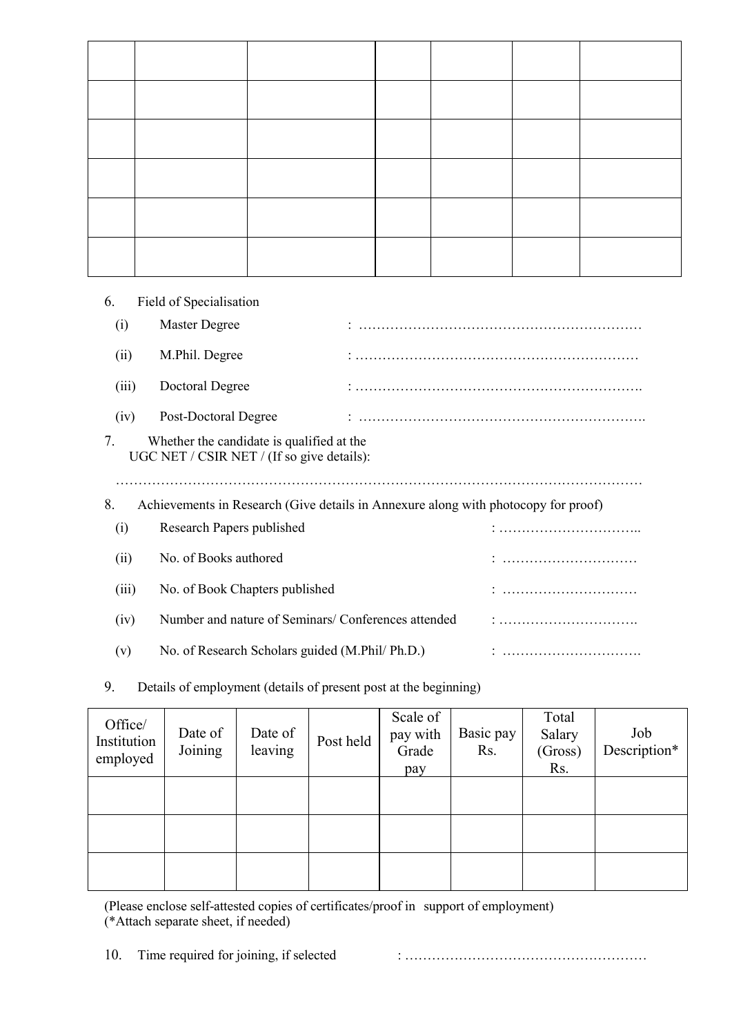| | | | | | | |
|---|---|---|---|---|---|---|
| | | | | | | |
| | | | | | | |
| | | | | | | |
| | | | | | | |
| | | | | | | |
| | | | | | | |

6. Field of Specialisation

   (i) Master Degree : ………………………………………………………

   (ii) M.Phil. Degree : ………………………………………………………

   (iii) Doctoral Degree : ……………………………………………………….

   (iv) Post-Doctoral Degree : ……………………………………………………..

7. Whether the candidate is qualified at the UGC NET / CSIR NET / (If so give details):

   ………………………………………………………………………………………………………

8. Achievements in Research (Give details in Annexure along with photocopy for proof)

   (i) Research Papers published : …………………………..

   (ii) No. of Books authored : …………………………

   (iii) No. of Book Chapters published : …………………………

   (iv) Number and nature of Seminars/ Conferences attended : ………………………….

   (v) No. of Research Scholars guided (M.Phil/ Ph.D.) : ………………………….

9. Details of employment (details of present post at the beginning)

| Office/ Institution employed | Date of Joining | Date of leaving | Post held | Scale of pay with Grade pay | Basic pay Rs. | Total Salary (Gross) Rs. | Job Description* |
|---|---|---|---|---|---|---|---|
| | | | | | | | |
| | | | | | | | |
| | | | | | | | |

(Please enclose self-attested copies of certificates/proof in support of employment)
(*Attach separate sheet, if needed)

10. Time required for joining, if selected : ………………………………………………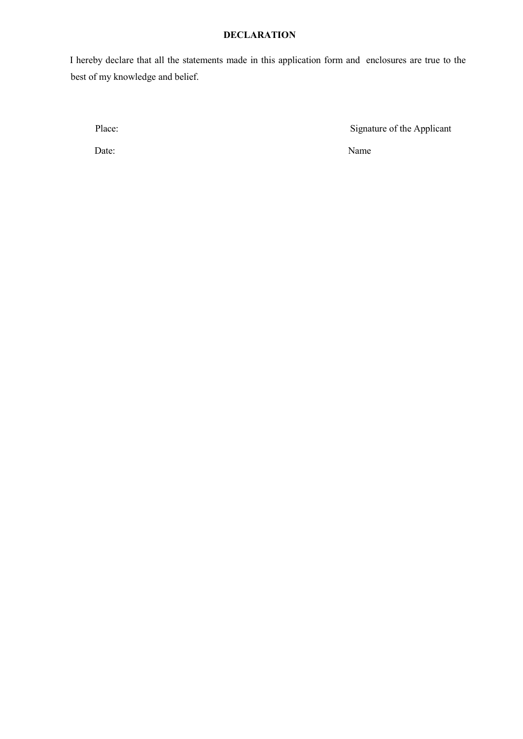## DECLARATION

I hereby declare that all the statements made in this application form and enclosures are true to the best of my knowledge and belief.

Place: Signature of the Applicant

Date: Name